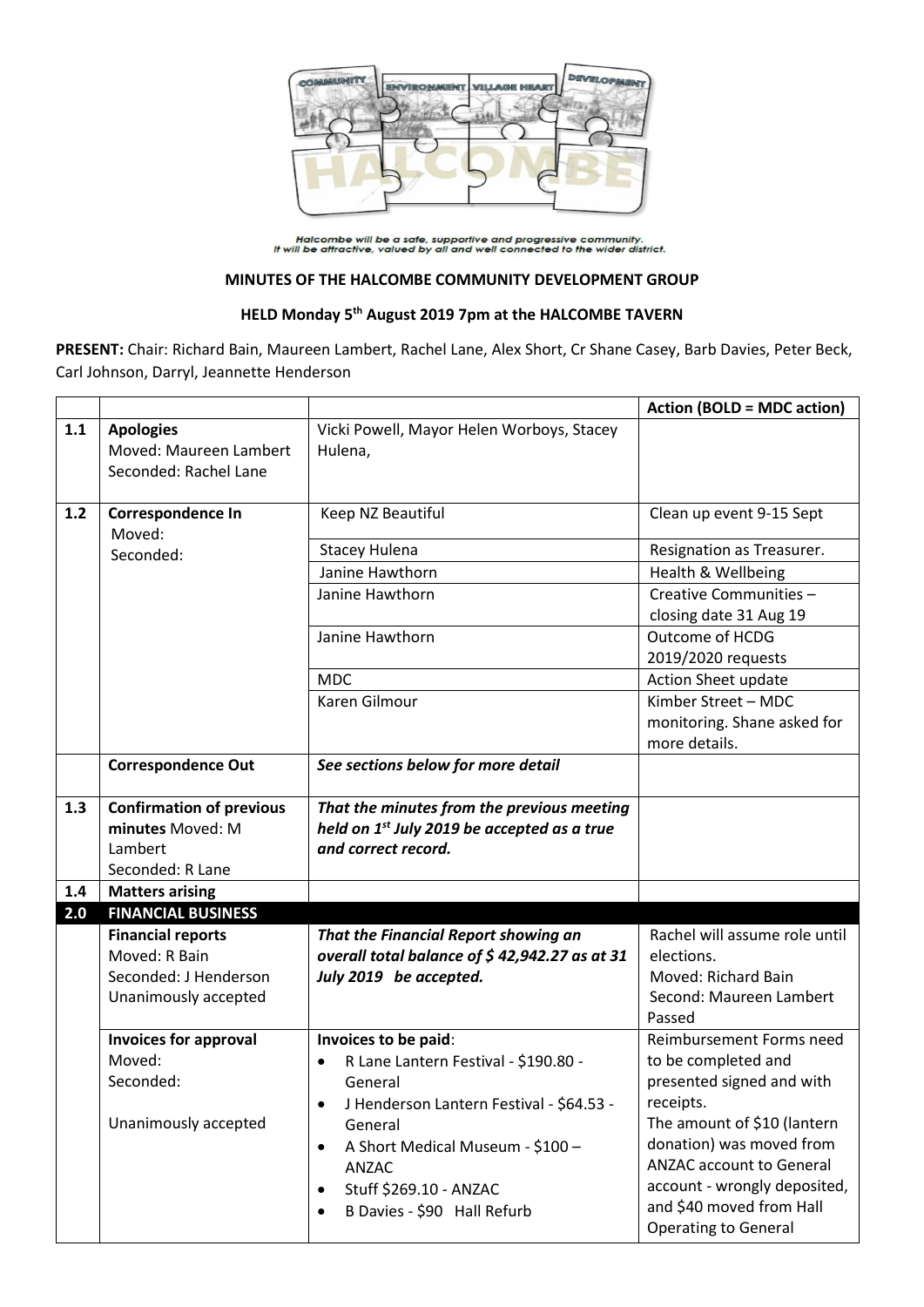Halcombe will be a safe, supportive and progressive community.
It will be attractive, valued by all and well connected to the wider district.

**MINUTES OF THE HALCOMBE COMMUNITY DEVELOPMENT GROUP**

**HELD Monday 5th August 2019 7pm at the HALCOMBE TAVERN**

**PRESENT:** Chair: Richard Bain, Maureen Lambert, Rachel Lane, Alex Short, Cr Shane Casey, Barb Davies, Peter Beck, Carl Johnson, Darryl, Jeannette Henderson

| | | | **Action (BOLD = MDC action)** |
|---|---|---|---|
| **1.1** | **Apologies** Moved: Maureen Lambert Seconded: Rachel Lane | Vicki Powell, Mayor Helen Worboys, Stacey Hulena, | |
| **1.2** | **Correspondence In** Moved: Seconded: | Keep NZ Beautiful | Clean up event 9-15 Sept |
| | | Stacey Hulena | Resignation as Treasurer. |
| | | Janine Hawthorn | Health & Wellbeing |
| | | Janine Hawthorn | Creative Communities – closing date 31 Aug 19 |
| | | Janine Hawthorn | Outcome of HCDG 2019/2020 requests |
| | | MDC | Action Sheet update |
| | | Karen Gilmour | Kimber Street – MDC monitoring. Shane asked for more details. |
| | **Correspondence Out** | ***See sections below for more detail*** | |
| **1.3** | **Confirmation of previous minutes** Moved: M Lambert Seconded: R Lane | ***That the minutes from the previous meeting held on 1st July 2019 be accepted as a true and correct record.*** | |
| **1.4** | **Matters arising** | | |
| **2.0** | **FINANCIAL BUSINESS** | | |
| | **Financial reports** Moved: R Bain Seconded: J Henderson Unanimously accepted | ***That the Financial Report showing an overall total balance of $ 42,942.27 as at 31 July 2019 be accepted.*** | Rachel will assume role until elections. Moved: Richard Bain Second: Maureen Lambert Passed |
| | **Invoices for approval** Moved: Seconded: Unanimously accepted | **Invoices to be paid**: <br>• R Lane Lantern Festival - $190.80 - General <br>• J Henderson Lantern Festival - $64.53 - General <br>• A Short Medical Museum - $100 – ANZAC <br>• Stuff $269.10 - ANZAC <br>• B Davies - $90 Hall Refurb | Reimbursement Forms need to be completed and presented signed and with receipts. The amount of $10 (lantern donation) was moved from ANZAC account to General account - wrongly deposited, and $40 moved from Hall Operating to General |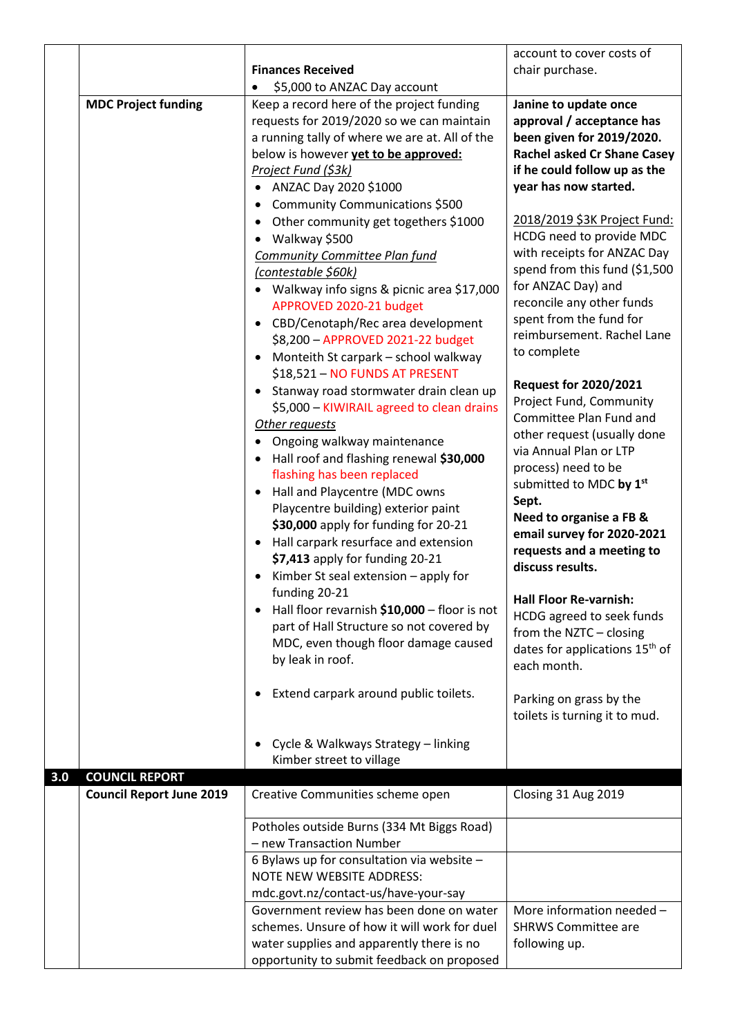| | | | |
|---|---|---|---|
| | | **Finances Received**<br>• $5,000 to ANZAC Day account | account to cover costs of chair purchase. |
| | **MDC Project funding** | Keep a record here of the project funding requests for 2019/2020 so we can maintain a running tally of where we are at. All of the below is however **<u>yet to be approved:</u>**<br>*<u>Project Fund ($3k)</u>*<br>• ANZAC Day 2020 $1000<br>• Community Communications $500<br>• Other community get togethers $1000<br>• Walkway $500<br>*<u>Community Committee Plan fund (contestable $60k)</u>*<br>• Walkway info signs & picnic area $17,000 APPROVED 2020-21 budget<br>• CBD/Cenotaph/Rec area development $8,200 – APPROVED 2021-22 budget<br>• Monteith St carpark – school walkway $18,521 – NO FUNDS AT PRESENT<br>• Stanway road stormwater drain clean up $5,000 – KIWIRAIL agreed to clean drains<br>*<u>Other requests</u>*<br>• Ongoing walkway maintenance<br>• Hall roof and flashing renewal **$30,000** flashing has been replaced<br>• Hall and Playcentre (MDC owns Playcentre building) exterior paint **$30,000** apply for funding for 20-21<br>• Hall carpark resurface and extension **$7,413** apply for funding 20-21<br>• Kimber St seal extension – apply for funding 20-21<br>• Hall floor revarnish **$10,000** – floor is not part of Hall Structure so not covered by MDC, even though floor damage caused by leak in roof.<br><br>• Extend carpark around public toilets.<br><br>• Cycle & Walkways Strategy – linking Kimber street to village | **Janine to update once approval / acceptance has been given for 2019/2020. Rachel asked Cr Shane Casey if he could follow up as the year has now started.**<br><br><u>2018/2019 $3K Project Fund:</u> HCDG need to provide MDC with receipts for ANZAC Day spend from this fund ($1,500 for ANZAC Day) and reconcile any other funds spent from the fund for reimbursement. Rachel Lane to complete<br><br>**Request for 2020/2021** Project Fund, Community Committee Plan Fund and other request (usually done via Annual Plan or LTP process) need to be submitted to MDC **by 1st Sept.**<br>**Need to organise a FB & email survey for 2020-2021 requests and a meeting to discuss results.**<br><br>**Hall Floor Re-varnish:** HCDG agreed to seek funds from the NZTC – closing dates for applications 15th of each month.<br><br>Parking on grass by the toilets is turning it to mud. |
| **3.0** | **COUNCIL REPORT** | | |
| | **Council Report June 2019** | Creative Communities scheme open | Closing 31 Aug 2019 |
| | | Potholes outside Burns (334 Mt Biggs Road) – new Transaction Number | |
| | | 6 Bylaws up for consultation via website – NOTE NEW WEBSITE ADDRESS: mdc.govt.nz/contact-us/have-your-say | |
| | | Government review has been done on water schemes. Unsure of how it will work for duel water supplies and apparently there is no opportunity to submit feedback on proposed | More information needed – SHRWS Committee are following up. |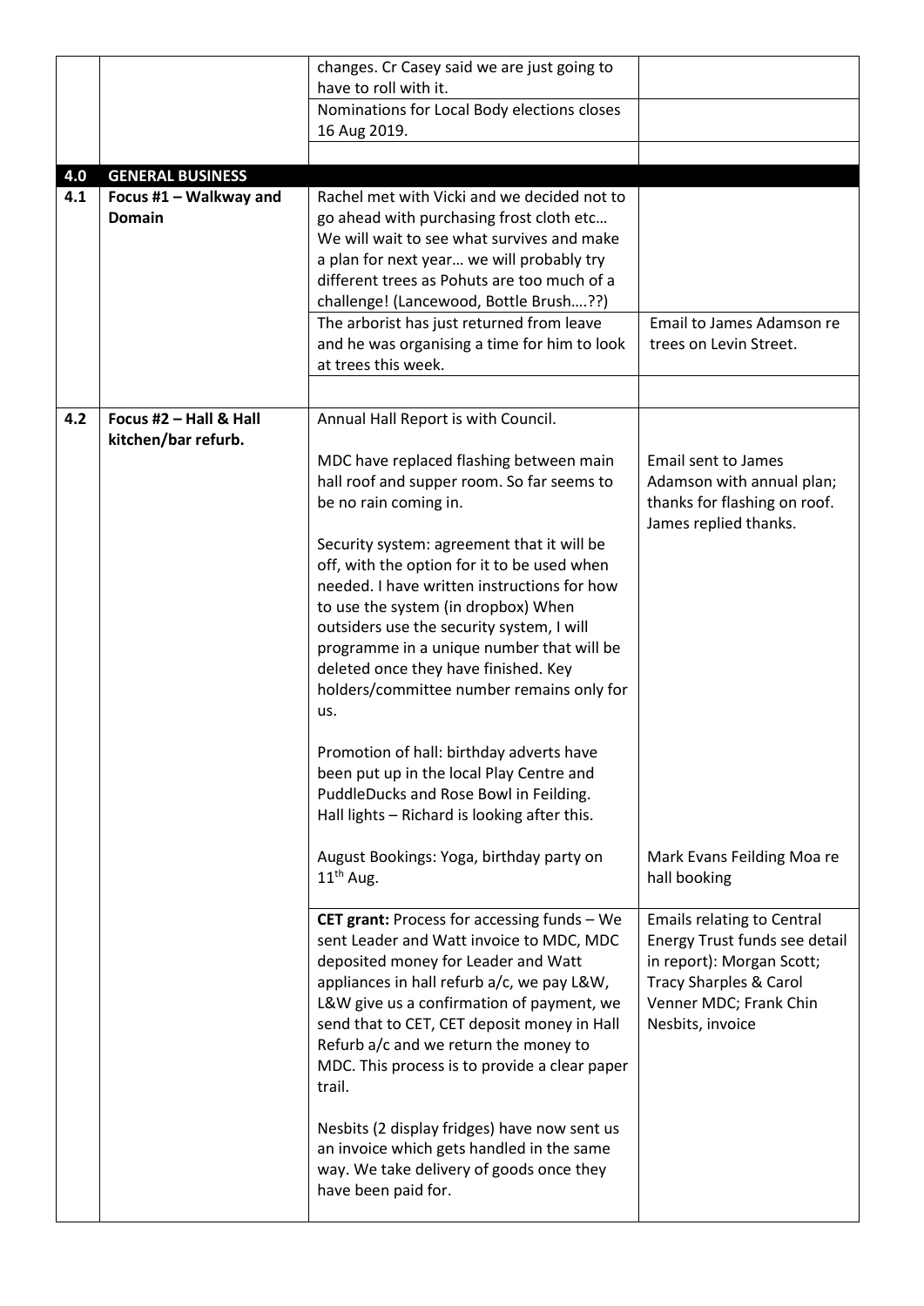|  |  |  |  |
|---|---|---|---|
|  |  | changes. Cr Casey said we are just going to have to roll with it. |  |
|  |  | Nominations for Local Body elections closes 16 Aug 2019. |  |
|  |  |  |  |
| **4.0** | **GENERAL BUSINESS** |  |  |
| **4.1** | **Focus #1 – Walkway and Domain** | Rachel met with Vicki and we decided not to go ahead with purchasing frost cloth etc… We will wait to see what survives and make a plan for next year… we will probably try different trees as Pohuts are too much of a challenge! (Lancewood, Bottle Brush….??) |  |
|  |  | The arborist has just returned from leave and he was organising a time for him to look at trees this week. | Email to James Adamson re trees on Levin Street. |
|  |  |  |  |
| **4.2** | **Focus #2 – Hall & Hall kitchen/bar refurb.** | Annual Hall Report is with Council.<br><br>MDC have replaced flashing between main hall roof and supper room. So far seems to be no rain coming in.<br><br>Security system: agreement that it will be off, with the option for it to be used when needed. I have written instructions for how to use the system (in dropbox) When outsiders use the security system, I will programme in a unique number that will be deleted once they have finished. Key holders/committee number remains only for us.<br><br>Promotion of hall: birthday adverts have been put up in the local Play Centre and PuddleDucks and Rose Bowl in Feilding.<br>Hall lights – Richard is looking after this.<br><br>August Bookings: Yoga, birthday party on 11th Aug. | Email sent to James Adamson with annual plan; thanks for flashing on roof. James replied thanks.<br><br>Mark Evans Feilding Moa re hall booking |
|  |  | **CET grant:** Process for accessing funds – We sent Leader and Watt invoice to MDC, MDC deposited money for Leader and Watt appliances in hall refurb a/c, we pay L&W, L&W give us a confirmation of payment, we send that to CET, CET deposit money in Hall Refurb a/c and we return the money to MDC. This process is to provide a clear paper trail.<br><br>Nesbits (2 display fridges) have now sent us an invoice which gets handled in the same way. We take delivery of goods once they have been paid for. | Emails relating to Central Energy Trust funds see detail in report): Morgan Scott; Tracy Sharples & Carol Venner MDC; Frank Chin Nesbits, invoice |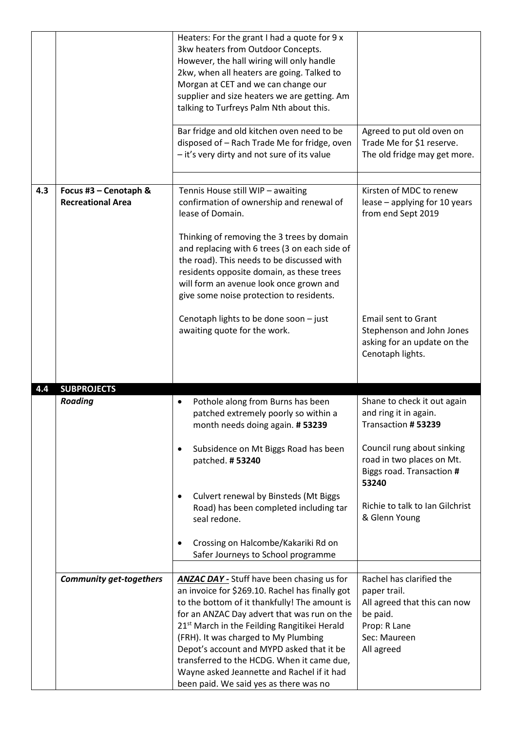|  |  |  |  |
|---|---|---|---|
|  |  | Heaters: For the grant I had a quote for 9 x 3kw heaters from Outdoor Concepts. However, the hall wiring will only handle 2kw, when all heaters are going. Talked to Morgan at CET and we can change our supplier and size heaters we are getting. Am talking to Turfreys Palm Nth about this. |  |
|  |  | Bar fridge and old kitchen oven need to be disposed of – Rach Trade Me for fridge, oven – it's very dirty and not sure of its value | Agreed to put old oven on Trade Me for $1 reserve. The old fridge may get more. |
|  |  |  |  |
| **4.3** | **Focus #3 – Cenotaph & Recreational Area** | Tennis House still WIP – awaiting confirmation of ownership and renewal of lease of Domain.<br><br>Thinking of removing the 3 trees by domain and replacing with 6 trees (3 on each side of the road). This needs to be discussed with residents opposite domain, as these trees will form an avenue look once grown and give some noise protection to residents.<br><br>Cenotaph lights to be done soon – just awaiting quote for the work. | Kirsten of MDC to renew lease – applying for 10 years from end Sept 2019<br><br>Email sent to Grant Stephenson and John Jones asking for an update on the Cenotaph lights. |
| **4.4** | **SUBPROJECTS** |  |  |
|  | ***Roading*** | • Pothole along from Burns has been patched extremely poorly so within a month needs doing again. **# 53239** | Shane to check it out again and ring it in again. Transaction **# 53239** |
|  |  | • Subsidence on Mt Biggs Road has been patched. **# 53240** | Council rung about sinking road in two places on Mt. Biggs road. Transaction **# 53240** |
|  |  | • Culvert renewal by Binsteds (Mt Biggs Road) has been completed including tar seal redone. | Richie to talk to Ian Gilchrist & Glenn Young |
|  |  | • Crossing on Halcombe/Kakariki Rd on Safer Journeys to School programme |  |
|  |  |  |  |
|  | ***Community get-togethers*** | ***ANZAC DAY -*** Stuff have been chasing us for an invoice for $269.10. Rachel has finally got to the bottom of it thankfully! The amount is for an ANZAC Day advert that was run on the 21st March in the Feilding Rangitikei Herald (FRH). It was charged to My Plumbing Depot's account and MYPD asked that it be transferred to the HCDG. When it came due, Wayne asked Jeannette and Rachel if it had been paid. We said yes as there was no | Rachel has clarified the paper trail.<br>All agreed that this can now be paid.<br>Prop: R Lane<br>Sec: Maureen<br>All agreed |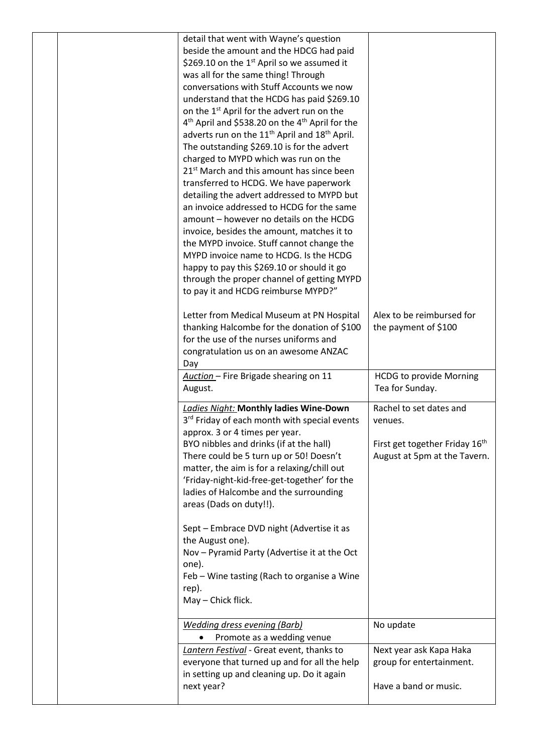| | | | |
|---|---|---|---|
| | | detail that went with Wayne's question beside the amount and the HDCG had paid \$269.10 on the 1st April so we assumed it was all for the same thing! Through conversations with Stuff Accounts we now understand that the HCDG has paid \$269.10 on the 1st April for the advert run on the 4th April and \$538.20 on the 4th April for the adverts run on the 11th April and 18th April. The outstanding \$269.10 is for the advert charged to MYPD which was run on the 21st March and this amount has since been transferred to HCDG. We have paperwork detailing the advert addressed to MYPD but an invoice addressed to HCDG for the same amount – however no details on the HCDG invoice, besides the amount, matches it to the MYPD invoice. Stuff cannot change the MYPD invoice name to HCDG. Is the HCDG happy to pay this \$269.10 or should it go through the proper channel of getting MYPD to pay it and HCDG reimburse MYPD?"<br><br>Letter from Medical Museum at PN Hospital thanking Halcombe for the donation of \$100 for the use of the nurses uniforms and congratulation us on an awesome ANZAC Day | <br><br><br><br><br><br><br><br><br><br><br><br><br><br><br><br><br>Alex to be reimbursed for the payment of \$100 |
| | | _Auction_ – Fire Brigade shearing on 11 August. | HCDG to provide Morning Tea for Sunday. |
| | | _Ladies Night:_ **Monthly ladies Wine-Down**<br>3rd Friday of each month with special events approx. 3 or 4 times per year.<br>BYO nibbles and drinks (if at the hall)<br>There could be 5 turn up or 50! Doesn't matter, the aim is for a relaxing/chill out 'Friday-night-kid-free-get-together' for the ladies of Halcombe and the surrounding areas (Dads on duty!!).<br><br>Sept – Embrace DVD night (Advertise it as the August one).<br>Nov – Pyramid Party (Advertise it at the Oct one).<br>Feb – Wine tasting (Rach to organise a Wine rep).<br>May – Chick flick. | Rachel to set dates and venues.<br><br>First get together Friday 16th August at 5pm at the Tavern. |
| | | _Wedding dress evening (Barb)_<br>• Promote as a wedding venue | No update |
| | | _Lantern Festival_ - Great event, thanks to everyone that turned up and for all the help in setting up and cleaning up. Do it again next year? | Next year ask Kapa Haka group for entertainment.<br><br>Have a band or music. |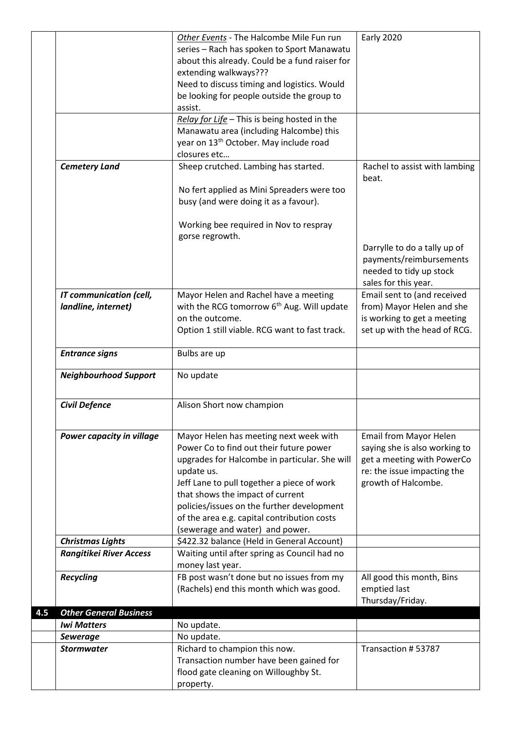|  |  |  |  |
|---|---|---|---|
|  |  | *Other Events* - The Halcombe Mile Fun run series – Rach has spoken to Sport Manawatu about this already. Could be a fund raiser for extending walkways???<br>Need to discuss timing and logistics. Would be looking for people outside the group to assist. | Early 2020 |
|  |  | *Relay for Life* – This is being hosted in the Manawatu area (including Halcombe) this year on 13th October. May include road closures etc… |  |
|  | ***Cemetery Land*** | Sheep crutched. Lambing has started.<br><br>No fert applied as Mini Spreaders were too busy (and were doing it as a favour).<br><br>Working bee required in Nov to respray gorse regrowth. | Rachel to assist with lambing beat.<br><br>Darrylle to do a tally up of payments/reimbursements needed to tidy up stock sales for this year. |
|  | ***IT communication (cell, landline, internet)*** | Mayor Helen and Rachel have a meeting with the RCG tomorrow 6th Aug. Will update on the outcome.<br>Option 1 still viable. RCG want to fast track. | Email sent to (and received from) Mayor Helen and she is working to get a meeting set up with the head of RCG. |
|  | ***Entrance signs*** | Bulbs are up |  |
|  | ***Neighbourhood Support*** | No update |  |
|  | ***Civil Defence*** | Alison Short now champion |  |
|  | ***Power capacity in village*** | Mayor Helen has meeting next week with Power Co to find out their future power upgrades for Halcombe in particular. She will update us.<br>Jeff Lane to pull together a piece of work that shows the impact of current policies/issues on the further development of the area e.g. capital contribution costs (sewerage and water) and power. | Email from Mayor Helen saying she is also working to get a meeting with PowerCo re: the issue impacting the growth of Halcombe. |
|  | ***Christmas Lights*** | $422.32 balance (Held in General Account) |  |
|  | ***Rangitikei River Access*** | Waiting until after spring as Council had no money last year. |  |
|  | ***Recycling*** | FB post wasn't done but no issues from my (Rachels) end this month which was good. | All good this month, Bins emptied last Thursday/Friday. |
| **4.5** | ***Other General Business*** |  |  |
|  | ***Iwi Matters*** | No update. |  |
|  | ***Sewerage*** | No update. |  |
|  | ***Stormwater*** | Richard to champion this now.<br>Transaction number have been gained for flood gate cleaning on Willoughby St. property. | Transaction # 53787 |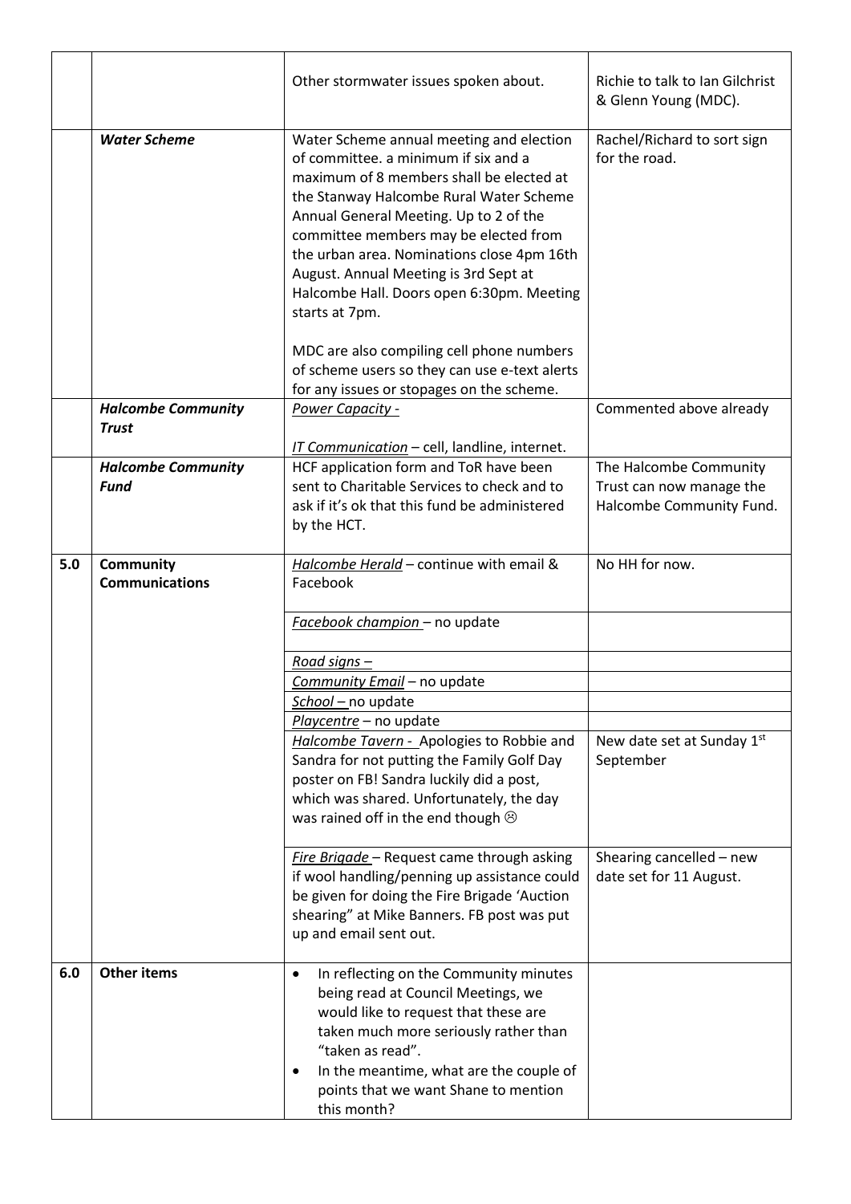| | | | |
|---|---|---|---|
| | | Other stormwater issues spoken about. | Richie to talk to Ian Gilchrist & Glenn Young (MDC). |
| | ***Water Scheme*** | Water Scheme annual meeting and election of committee. a minimum if six and a maximum of 8 members shall be elected at the Stanway Halcombe Rural Water Scheme Annual General Meeting. Up to 2 of the committee members may be elected from the urban area. Nominations close 4pm 16th August. Annual Meeting is 3rd Sept at Halcombe Hall. Doors open 6:30pm. Meeting starts at 7pm.<br><br>MDC are also compiling cell phone numbers of scheme users so they can use e-text alerts for any issues or stopages on the scheme. | Rachel/Richard to sort sign for the road. |
| | ***Halcombe Community Trust*** | *Power Capacity -*<br><br>*IT Communication* – cell, landline, internet. | Commented above already |
| | ***Halcombe Community Fund*** | HCF application form and ToR have been sent to Charitable Services to check and to ask if it's ok that this fund be administered by the HCT. | The Halcombe Community Trust can now manage the Halcombe Community Fund. |
| **5.0** | **Community Communications** | *Halcombe Herald* – continue with email & Facebook | No HH for now. |
| | | *Facebook champion* – no update | |
| | | *Road signs –* | |
| | | *Community Email* – no update | |
| | | *School* – no update | |
| | | *Playcentre* – no update | |
| | | *Halcombe Tavern -* Apologies to Robbie and Sandra for not putting the Family Golf Day poster on FB! Sandra luckily did a post, which was shared. Unfortunately, the day was rained off in the end though ☹ | New date set at Sunday 1st September |
| | | *Fire Brigade* – Request came through asking if wool handling/penning up assistance could be given for doing the Fire Brigade 'Auction shearing" at Mike Banners. FB post was put up and email sent out. | Shearing cancelled – new date set for 11 August. |
| **6.0** | **Other items** | • In reflecting on the Community minutes being read at Council Meetings, we would like to request that these are taken much more seriously rather than "taken as read".<br>• In the meantime, what are the couple of points that we want Shane to mention this month? | |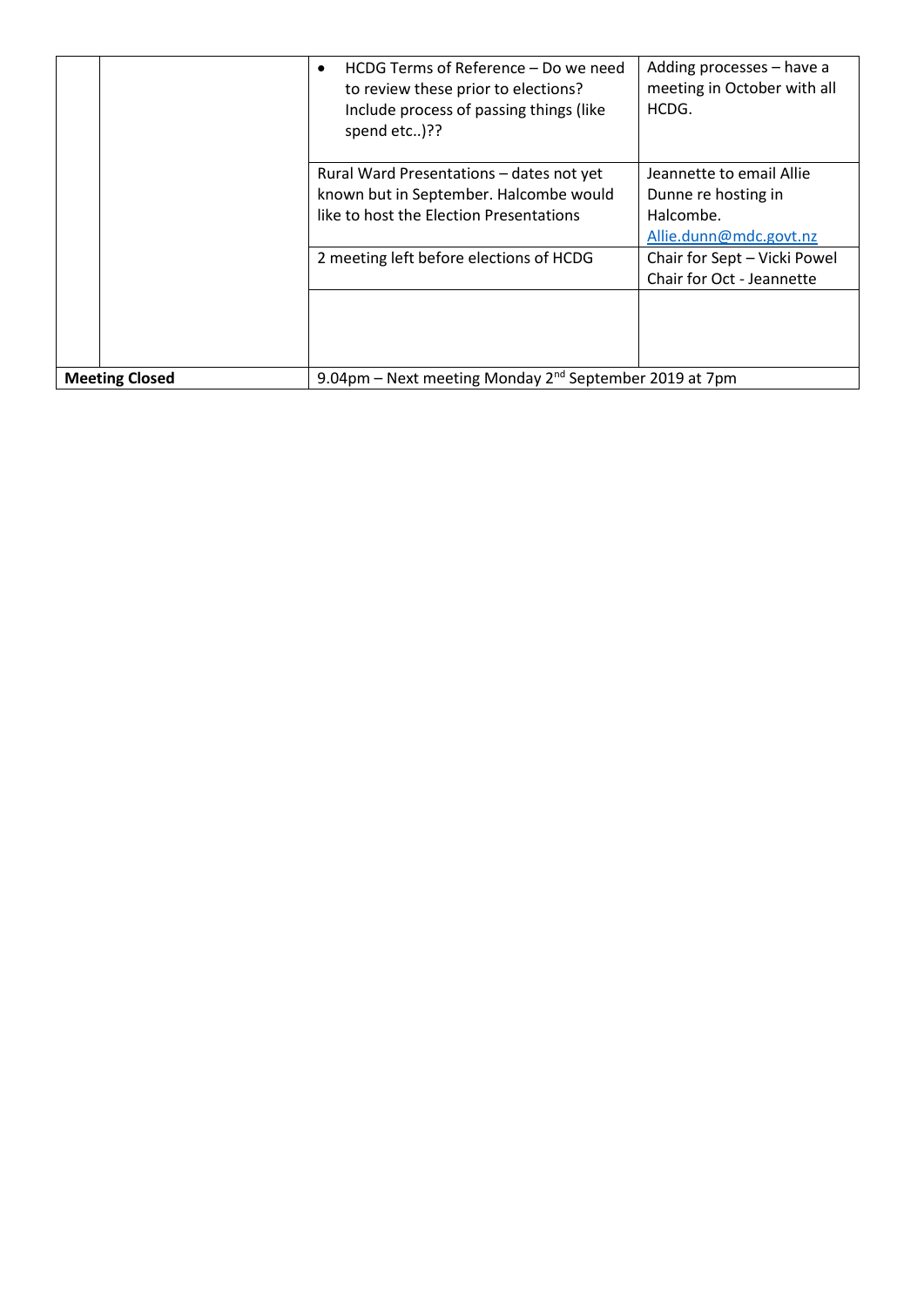|  |  |  |  |
|---|---|---|---|
|  |  | • HCDG Terms of Reference – Do we need to review these prior to elections? Include process of passing things (like spend etc..)?? | Adding processes – have a meeting in October with all HCDG. |
|  |  | Rural Ward Presentations – dates not yet known but in September. Halcombe would like to host the Election Presentations | Jeannette to email Allie Dunne re hosting in Halcombe. Allie.dunn@mdc.govt.nz |
|  |  | 2 meeting left before elections of HCDG | Chair for Sept – Vicki Powel<br>Chair for Oct - Jeannette |
|  |  |  |  |
| **Meeting Closed** |  | 9.04pm – Next meeting Monday 2nd September 2019 at 7pm |  |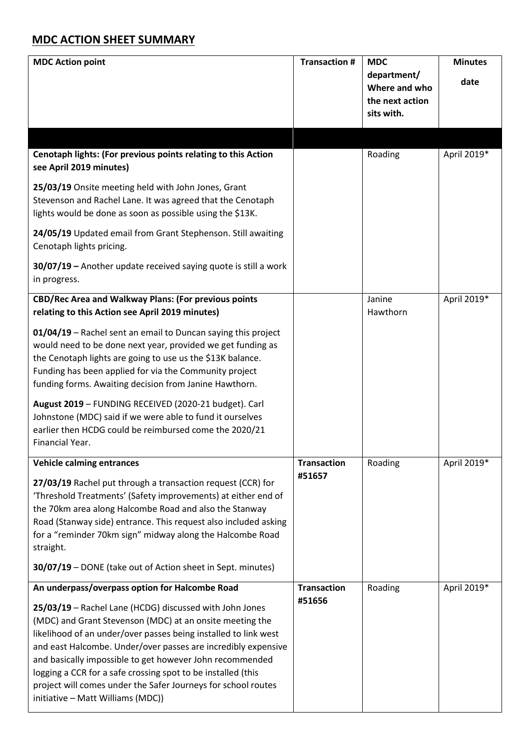## MDC ACTION SHEET SUMMARY

| MDC Action point | Transaction # | MDC department/ Where and who the next action sits with. | Minutes date |
|---|---|---|---|
| | | | |
| **Cenotaph lights: (For previous points relating to this Action see April 2019 minutes)**<br><br>**25/03/19** Onsite meeting held with John Jones, Grant Stevenson and Rachel Lane. It was agreed that the Cenotaph lights would be done as soon as possible using the $13K.<br><br>**24/05/19** Updated email from Grant Stephenson. Still awaiting Cenotaph lights pricing.<br><br>**30/07/19 –** Another update received saying quote is still a work in progress. | | Roading | April 2019* |
| **CBD/Rec Area and Walkway Plans: (For previous points relating to this Action see April 2019 minutes)**<br><br>**01/04/19** – Rachel sent an email to Duncan saying this project would need to be done next year, provided we get funding as the Cenotaph lights are going to use us the $13K balance. Funding has been applied for via the Community project funding forms. Awaiting decision from Janine Hawthorn.<br><br>**August 2019** – FUNDING RECEIVED (2020-21 budget). Carl Johnstone (MDC) said if we were able to fund it ourselves earlier then HCDG could be reimbursed come the 2020/21 Financial Year. | | Janine Hawthorn | April 2019* |
| **Vehicle calming entrances**<br><br>**27/03/19** Rachel put through a transaction request (CCR) for 'Threshold Treatments' (Safety improvements) at either end of the 70km area along Halcombe Road and also the Stanway Road (Stanway side) entrance. This request also included asking for a "reminder 70km sign" midway along the Halcombe Road straight.<br><br>**30/07/19** – DONE (take out of Action sheet in Sept. minutes) | **Transaction #51657** | Roading | April 2019* |
| **An underpass/overpass option for Halcombe Road**<br><br>**25/03/19** – Rachel Lane (HCDG) discussed with John Jones (MDC) and Grant Stevenson (MDC) at an onsite meeting the likelihood of an under/over passes being installed to link west and east Halcombe. Under/over passes are incredibly expensive and basically impossible to get however John recommended logging a CCR for a safe crossing spot to be installed (this project will comes under the Safer Journeys for school routes initiative – Matt Williams (MDC)) | **Transaction #51656** | Roading | April 2019* |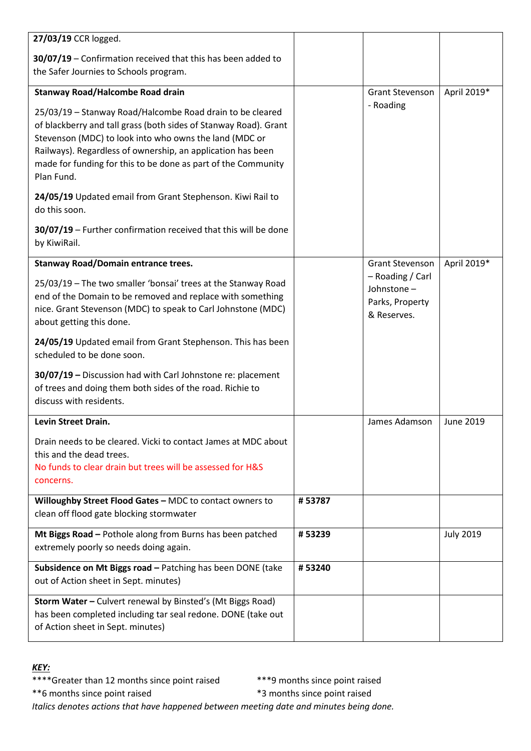| | | | |
|---|---|---|---|
| **27/03/19** CCR logged.<br><br>**30/07/19** – Confirmation received that this has been added to the Safer Journies to Schools program. | | | |
| **Stanway Road/Halcombe Road drain**<br><br>25/03/19 – Stanway Road/Halcombe Road drain to be cleared of blackberry and tall grass (both sides of Stanway Road). Grant Stevenson (MDC) to look into who owns the land (MDC or Railways). Regardless of ownership, an application has been made for funding for this to be done as part of the Community Plan Fund.<br><br>**24/05/19** Updated email from Grant Stephenson. Kiwi Rail to do this soon.<br><br>**30/07/19** – Further confirmation received that this will be done by KiwiRail. | | Grant Stevenson - Roading | April 2019* |
| **Stanway Road/Domain entrance trees.**<br><br>25/03/19 – The two smaller 'bonsai' trees at the Stanway Road end of the Domain to be removed and replace with something nice. Grant Stevenson (MDC) to speak to Carl Johnstone (MDC) about getting this done.<br><br>**24/05/19** Updated email from Grant Stephenson. This has been scheduled to be done soon.<br><br>**30/07/19 –** Discussion had with Carl Johnstone re: placement of trees and doing them both sides of the road. Richie to discuss with residents. | | Grant Stevenson – Roading / Carl Johnstone – Parks, Property & Reserves. | April 2019* |
| **Levin Street Drain.**<br><br>Drain needs to be cleared. Vicki to contact James at MDC about this and the dead trees.<br>No funds to clear drain but trees will be assessed for H&S concerns. | | James Adamson | June 2019 |
| **Willoughby Street Flood Gates –** MDC to contact owners to clean off flood gate blocking stormwater | **# 53787** | | |
| **Mt Biggs Road –** Pothole along from Burns has been patched extremely poorly so needs doing again. | **# 53239** | | July 2019 |
| **Subsidence on Mt Biggs road –** Patching has been DONE (take out of Action sheet in Sept. minutes) | **# 53240** | | |
| **Storm Water –** Culvert renewal by Binsted's (Mt Biggs Road) has been completed including tar seal redone. DONE (take out of Action sheet in Sept. minutes) | | | |

***KEY:***

****Greater than 12 months since point raised

***9 months since point raised

**6 months since point raised

*3 months since point raised

*Italics denotes actions that have happened between meeting date and minutes being done.*